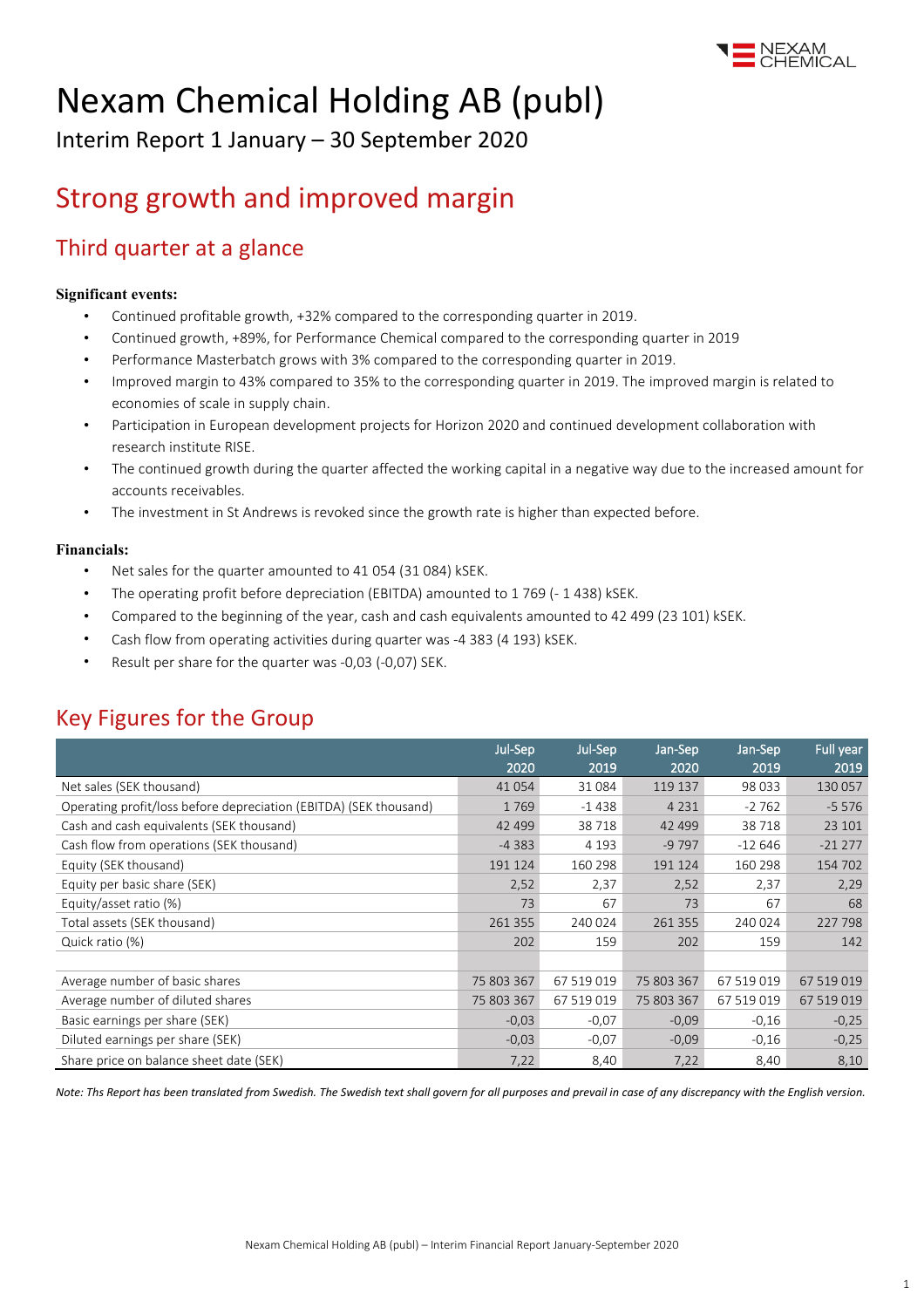# Nexam Chemical Holding AB (publ)

Interim Report 1 January – 30 September 2020

## Strong growth and improved margin

### Third quarter at a glance

**Significant events:**

- Continued profitable growth, +32% compared to the corresponding quarter in 2019.
- Continued growth, +89%, for Performance Chemical compared to the corresponding quarter in 2019
- Performance Masterbatch grows with 3% compared to the corresponding quarter in 2019.
- Improved margin to 43% compared to 35% to the corresponding quarter in 2019. The improved margin is related to economies of scale in supply chain.
- Participation in European development projects for Horizon 2020 and continued development collaboration with research institute RISE.
- The continued growth during the quarter affected the working capital in a negative way due to the increased amount for accounts receivables.
- The investment in St Andrews is revoked since the growth rate is higher than expected before.

**Financials:**

- Net sales for the quarter amounted to 41 054 (31 084) kSEK.
- The operating profit before depreciation (EBITDA) amounted to 1 769 (- 1 438) kSEK.
- Compared to the beginning of the year, cash and cash equivalents amounted to 42 499 (23 101) kSEK.
- Cash flow from operating activities during quarter was -4 383 (4 193) kSEK.
- Result per share for the quarter was -0,03 (-0,07) SEK.

## Key Figures for the Group

| | Jul-Sep 2020 | Jul-Sep 2019 | Jan-Sep 2020 | Jan-Sep 2019 | Full year 2019 |
|---|---|---|---|---|---|
| Net sales (SEK thousand) | 41 054 | 31 084 | 119 137 | 98 033 | 130 057 |
| Operating profit/loss before depreciation (EBITDA) (SEK thousand) | 1 769 | -1 438 | 4 231 | -2 762 | -5 576 |
| Cash and cash equivalents (SEK thousand) | 42 499 | 38 718 | 42 499 | 38 718 | 23 101 |
| Cash flow from operations (SEK thousand) | -4 383 | 4 193 | -9 797 | -12 646 | -21 277 |
| Equity (SEK thousand) | 191 124 | 160 298 | 191 124 | 160 298 | 154 702 |
| Equity per basic share (SEK) | 2,52 | 2,37 | 2,52 | 2,37 | 2,29 |
| Equity/asset ratio (%) | 73 | 67 | 73 | 67 | 68 |
| Total assets (SEK thousand) | 261 355 | 240 024 | 261 355 | 240 024 | 227 798 |
| Quick ratio (%) | 202 | 159 | 202 | 159 | 142 |
| | | | | | |
| Average number of basic shares | 75 803 367 | 67 519 019 | 75 803 367 | 67 519 019 | 67 519 019 |
| Average number of diluted shares | 75 803 367 | 67 519 019 | 75 803 367 | 67 519 019 | 67 519 019 |
| Basic earnings per share (SEK) | -0,03 | -0,07 | -0,09 | -0,16 | -0,25 |
| Diluted earnings per share (SEK) | -0,03 | -0,07 | -0,09 | -0,16 | -0,25 |
| Share price on balance sheet date (SEK) | 7,22 | 8,40 | 7,22 | 8,40 | 8,10 |

*Note: Ths Report has been translated from Swedish. The Swedish text shall govern for all purposes and prevail in case of any discrepancy with the English version.*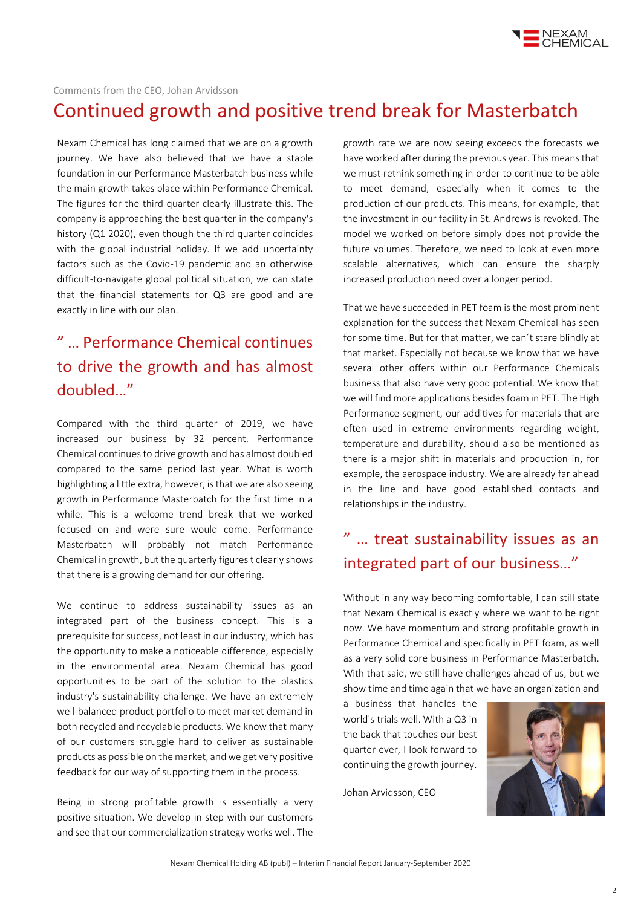Comments from the CEO, Johan Arvidsson

# Continued growth and positive trend break for Masterbatch

Nexam Chemical has long claimed that we are on a growth journey. We have also believed that we have a stable foundation in our Performance Masterbatch business while the main growth takes place within Performance Chemical. The figures for the third quarter clearly illustrate this. The company is approaching the best quarter in the company's history (Q1 2020), even though the third quarter coincides with the global industrial holiday. If we add uncertainty factors such as the Covid-19 pandemic and an otherwise difficult-to-navigate global political situation, we can state that the financial statements for Q3 are good and are exactly in line with our plan.

## ” … Performance Chemical continues to drive the growth and has almost doubled…”

Compared with the third quarter of 2019, we have increased our business by 32 percent. Performance Chemical continues to drive growth and has almost doubled compared to the same period last year. What is worth highlighting a little extra, however, is that we are also seeing growth in Performance Masterbatch for the first time in a while. This is a welcome trend break that we worked focused on and were sure would come. Performance Masterbatch will probably not match Performance Chemical in growth, but the quarterly figures t clearly shows that there is a growing demand for our offering.

We continue to address sustainability issues as an integrated part of the business concept. This is a prerequisite for success, not least in our industry, which has the opportunity to make a noticeable difference, especially in the environmental area. Nexam Chemical has good opportunities to be part of the solution to the plastics industry's sustainability challenge. We have an extremely well-balanced product portfolio to meet market demand in both recycled and recyclable products. We know that many of our customers struggle hard to deliver as sustainable products as possible on the market, and we get very positive feedback for our way of supporting them in the process.

Being in strong profitable growth is essentially a very positive situation. We develop in step with our customers and see that our commercialization strategy works well. The growth rate we are now seeing exceeds the forecasts we have worked after during the previous year. This means that we must rethink something in order to continue to be able to meet demand, especially when it comes to the production of our products. This means, for example, that the investment in our facility in St. Andrews is revoked. The model we worked on before simply does not provide the future volumes. Therefore, we need to look at even more scalable alternatives, which can ensure the sharply increased production need over a longer period.

That we have succeeded in PET foam is the most prominent explanation for the success that Nexam Chemical has seen for some time. But for that matter, we can´t stare blindly at that market. Especially not because we know that we have several other offers within our Performance Chemicals business that also have very good potential. We know that we will find more applications besides foam in PET. The High Performance segment, our additives for materials that are often used in extreme environments regarding weight, temperature and durability, should also be mentioned as there is a major shift in materials and production in, for example, the aerospace industry. We are already far ahead in the line and have good established contacts and relationships in the industry.

## ” … treat sustainability issues as an integrated part of our business…”

Without in any way becoming comfortable, I can still state that Nexam Chemical is exactly where we want to be right now. We have momentum and strong profitable growth in Performance Chemical and specifically in PET foam, as well as a very solid core business in Performance Masterbatch. With that said, we still have challenges ahead of us, but we show time and time again that we have an organization and a business that handles the world's trials well. With a Q3 in the back that touches our best quarter ever, I look forward to continuing the growth journey.

Johan Arvidsson, CEO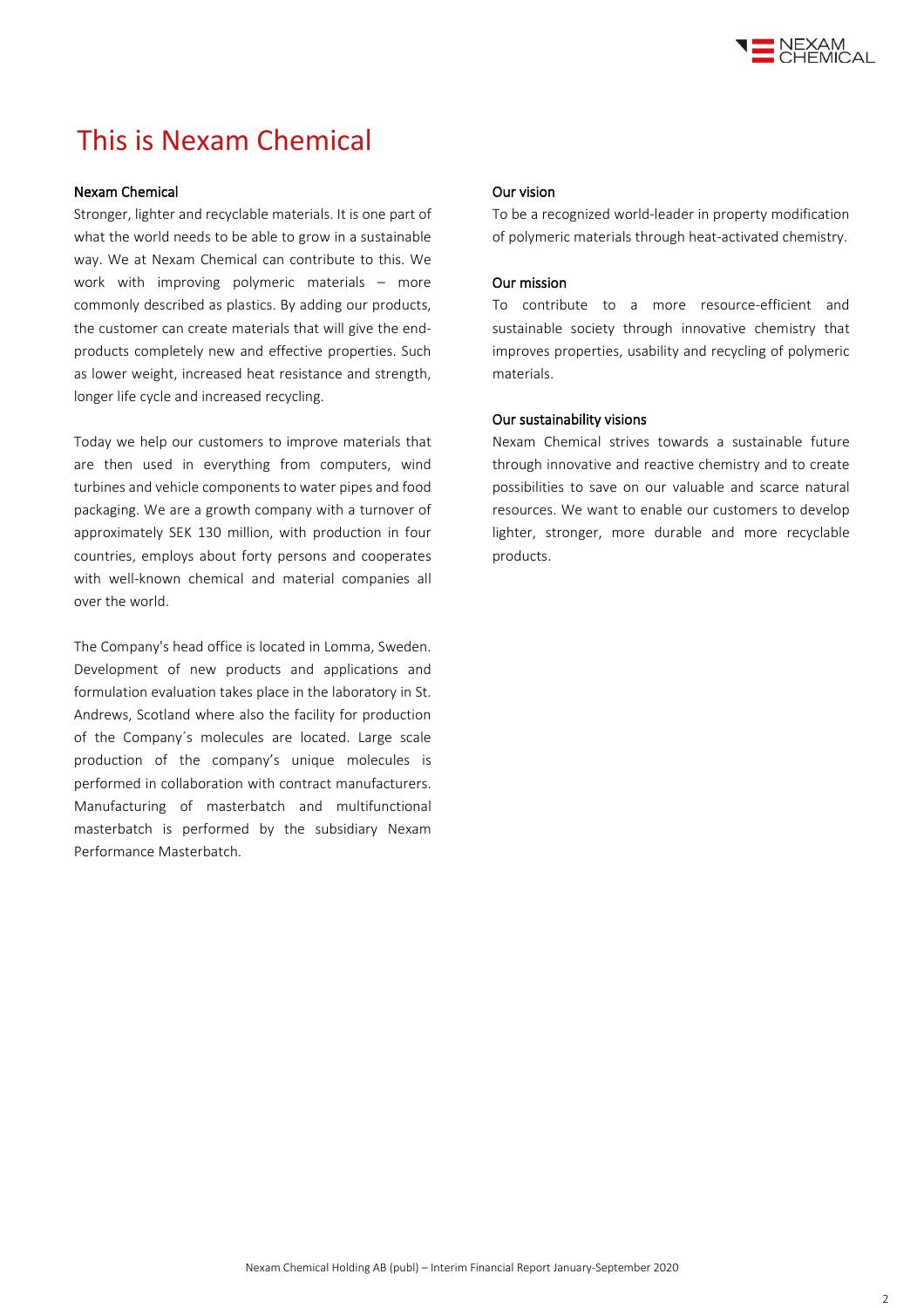# This is Nexam Chemical

### Nexam Chemical

Stronger, lighter and recyclable materials. It is one part of what the world needs to be able to grow in a sustainable way. We at Nexam Chemical can contribute to this. We work with improving polymeric materials – more commonly described as plastics. By adding our products, the customer can create materials that will give the end-products completely new and effective properties. Such as lower weight, increased heat resistance and strength, longer life cycle and increased recycling.

Today we help our customers to improve materials that are then used in everything from computers, wind turbines and vehicle components to water pipes and food packaging. We are a growth company with a turnover of approximately SEK 130 million, with production in four countries, employs about forty persons and cooperates with well-known chemical and material companies all over the world.

The Company's head office is located in Lomma, Sweden. Development of new products and applications and formulation evaluation takes place in the laboratory in St. Andrews, Scotland where also the facility for production of the Company´s molecules are located. Large scale production of the company's unique molecules is performed in collaboration with contract manufacturers. Manufacturing of masterbatch and multifunctional masterbatch is performed by the subsidiary Nexam Performance Masterbatch.

### Our vision

To be a recognized world-leader in property modification of polymeric materials through heat-activated chemistry.

### Our mission

To contribute to a more resource-efficient and sustainable society through innovative chemistry that improves properties, usability and recycling of polymeric materials.

### Our sustainability visions

Nexam Chemical strives towards a sustainable future through innovative and reactive chemistry and to create possibilities to save on our valuable and scarce natural resources. We want to enable our customers to develop lighter, stronger, more durable and more recyclable products.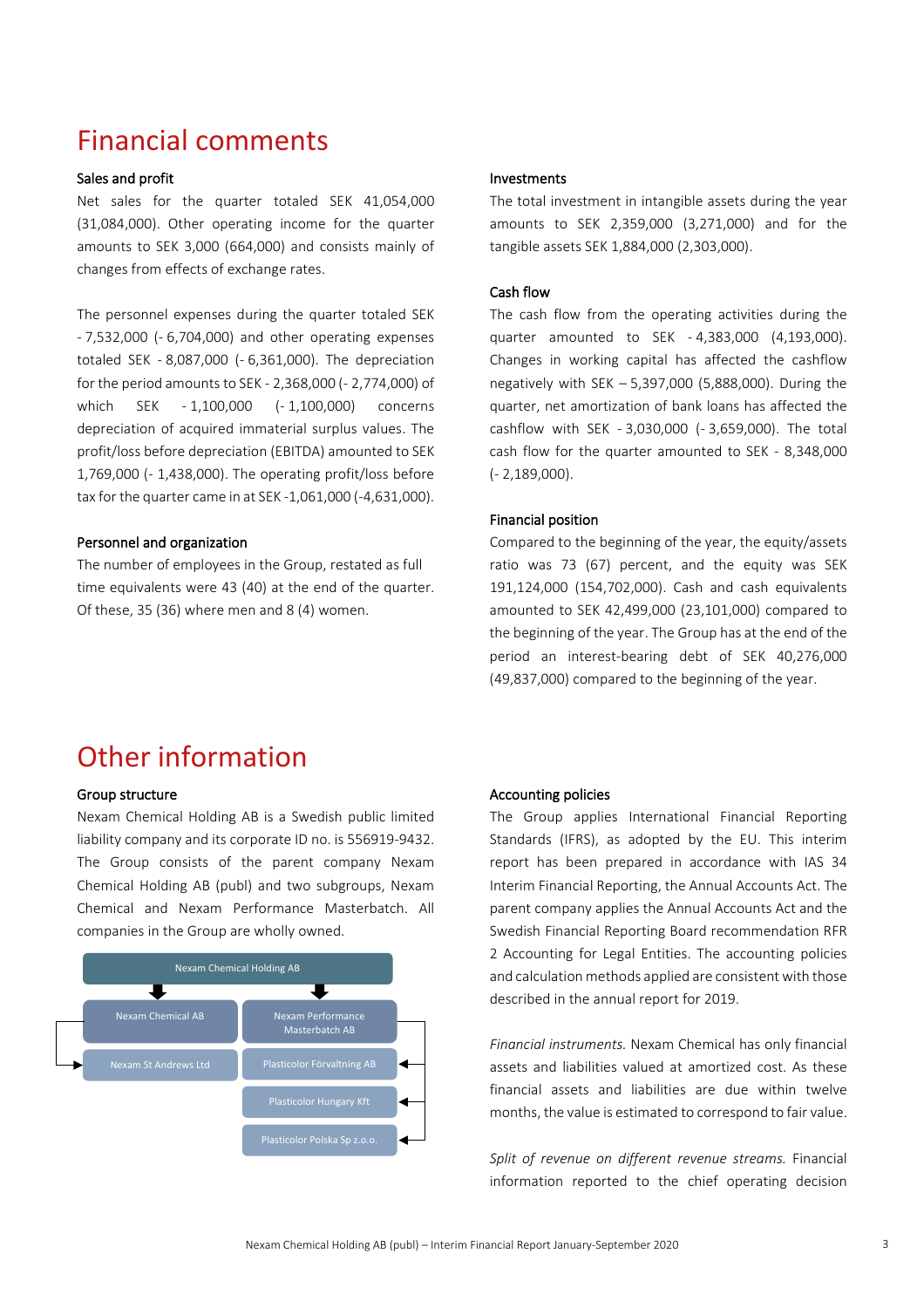# Financial comments

### Sales and profit

Net sales for the quarter totaled SEK 41,054,000 (31,084,000). Other operating income for the quarter amounts to SEK 3,000 (664,000) and consists mainly of changes from effects of exchange rates.

The personnel expenses during the quarter totaled SEK - 7,532,000 (- 6,704,000) and other operating expenses totaled SEK - 8,087,000 (- 6,361,000). The depreciation for the period amounts to SEK - 2,368,000 (- 2,774,000) of which SEK - 1,100,000 (- 1,100,000) concerns depreciation of acquired immaterial surplus values. The profit/loss before depreciation (EBITDA) amounted to SEK 1,769,000 (- 1,438,000). The operating profit/loss before tax for the quarter came in at SEK -1,061,000 (-4,631,000).

### Personnel and organization

The number of employees in the Group, restated as full time equivalents were 43 (40) at the end of the quarter. Of these, 35 (36) where men and 8 (4) women.

### Investments

The total investment in intangible assets during the year amounts to SEK 2,359,000 (3,271,000) and for the tangible assets SEK 1,884,000 (2,303,000).

### Cash flow

The cash flow from the operating activities during the quarter amounted to SEK - 4,383,000 (4,193,000). Changes in working capital has affected the cashflow negatively with SEK – 5,397,000 (5,888,000). During the quarter, net amortization of bank loans has affected the cashflow with SEK - 3,030,000 (- 3,659,000). The total cash flow for the quarter amounted to SEK - 8,348,000 (- 2,189,000).

### Financial position

Compared to the beginning of the year, the equity/assets ratio was 73 (67) percent, and the equity was SEK 191,124,000 (154,702,000). Cash and cash equivalents amounted to SEK 42,499,000 (23,101,000) compared to the beginning of the year. The Group has at the end of the period an interest-bearing debt of SEK 40,276,000 (49,837,000) compared to the beginning of the year.

# Other information

### Group structure

Nexam Chemical Holding AB is a Swedish public limited liability company and its corporate ID no. is 556919-9432. The Group consists of the parent company Nexam Chemical Holding AB (publ) and two subgroups, Nexam Chemical and Nexam Performance Masterbatch. All companies in the Group are wholly owned.

- Nexam Chemical Holding AB
  - Nexam Chemical AB
    - Nexam St Andrews Ltd
  - Nexam Performance Masterbatch AB
    - Plasticolor Förvaltning AB
    - Plasticolor Hungary Kft
    - Plasticolor Polska Sp z.o.o.

### Accounting policies

The Group applies International Financial Reporting Standards (IFRS), as adopted by the EU. This interim report has been prepared in accordance with IAS 34 Interim Financial Reporting, the Annual Accounts Act. The parent company applies the Annual Accounts Act and the Swedish Financial Reporting Board recommendation RFR 2 Accounting for Legal Entities. The accounting policies and calculation methods applied are consistent with those described in the annual report for 2019.

*Financial instruments.* Nexam Chemical has only financial assets and liabilities valued at amortized cost. As these financial assets and liabilities are due within twelve months, the value is estimated to correspond to fair value.

*Split of revenue on different revenue streams.* Financial information reported to the chief operating decision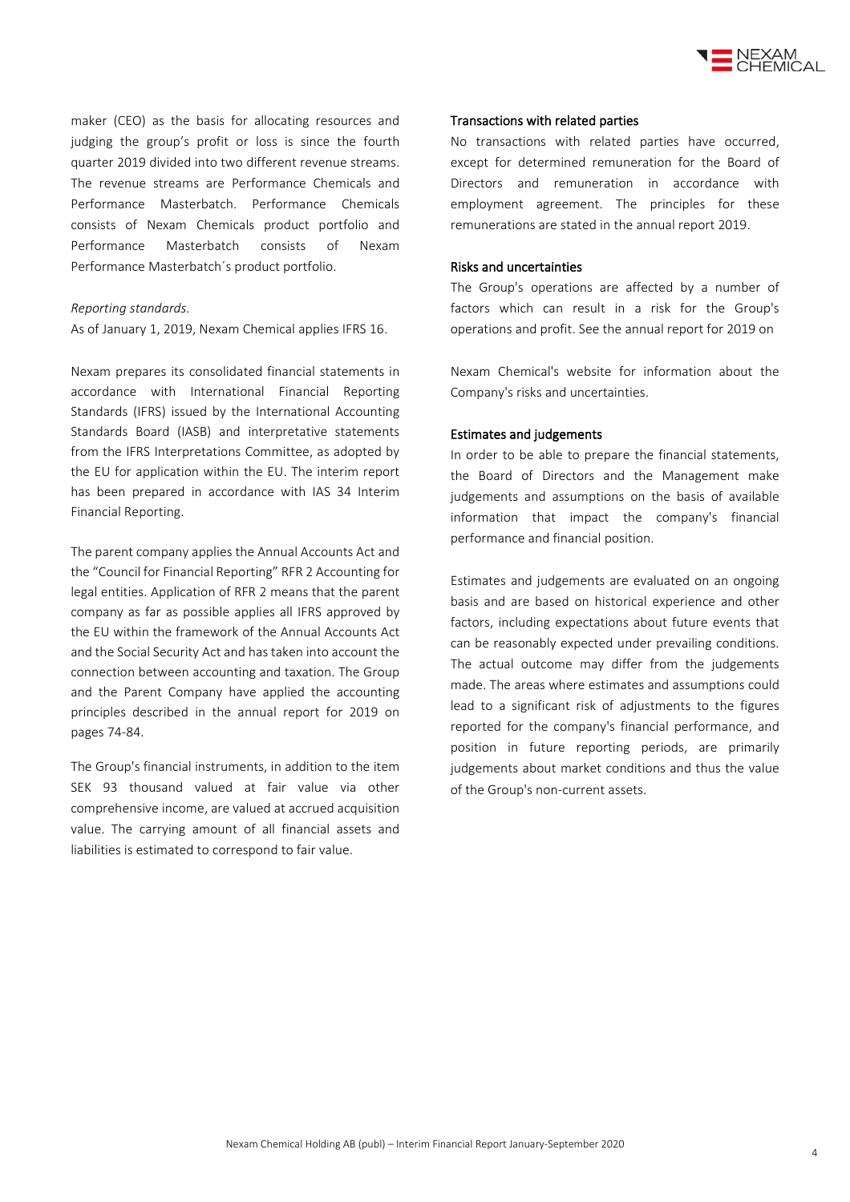maker (CEO) as the basis for allocating resources and judging the group's profit or loss is since the fourth quarter 2019 divided into two different revenue streams. The revenue streams are Performance Chemicals and Performance Masterbatch. Performance Chemicals consists of Nexam Chemicals product portfolio and Performance Masterbatch consists of Nexam Performance Masterbatch´s product portfolio.

*Reporting standards.*

As of January 1, 2019, Nexam Chemical applies IFRS 16.

Nexam prepares its consolidated financial statements in accordance with International Financial Reporting Standards (IFRS) issued by the International Accounting Standards Board (IASB) and interpretative statements from the IFRS Interpretations Committee, as adopted by the EU for application within the EU. The interim report has been prepared in accordance with IAS 34 Interim Financial Reporting.

The parent company applies the Annual Accounts Act and the "Council for Financial Reporting" RFR 2 Accounting for legal entities. Application of RFR 2 means that the parent company as far as possible applies all IFRS approved by the EU within the framework of the Annual Accounts Act and the Social Security Act and has taken into account the connection between accounting and taxation. The Group and the Parent Company have applied the accounting principles described in the annual report for 2019 on pages 74-84.

The Group's financial instruments, in addition to the item SEK 93 thousand valued at fair value via other comprehensive income, are valued at accrued acquisition value. The carrying amount of all financial assets and liabilities is estimated to correspond to fair value.

### Transactions with related parties

No transactions with related parties have occurred, except for determined remuneration for the Board of Directors and remuneration in accordance with employment agreement. The principles for these remunerations are stated in the annual report 2019.

### Risks and uncertainties

The Group's operations are affected by a number of factors which can result in a risk for the Group's operations and profit. See the annual report for 2019 on Nexam Chemical's website for information about the Company's risks and uncertainties.

### Estimates and judgements

In order to be able to prepare the financial statements, the Board of Directors and the Management make judgements and assumptions on the basis of available information that impact the company's financial performance and financial position.

Estimates and judgements are evaluated on an ongoing basis and are based on historical experience and other factors, including expectations about future events that can be reasonably expected under prevailing conditions. The actual outcome may differ from the judgements made. The areas where estimates and assumptions could lead to a significant risk of adjustments to the figures reported for the company's financial performance, and position in future reporting periods, are primarily judgements about market conditions and thus the value of the Group's non-current assets.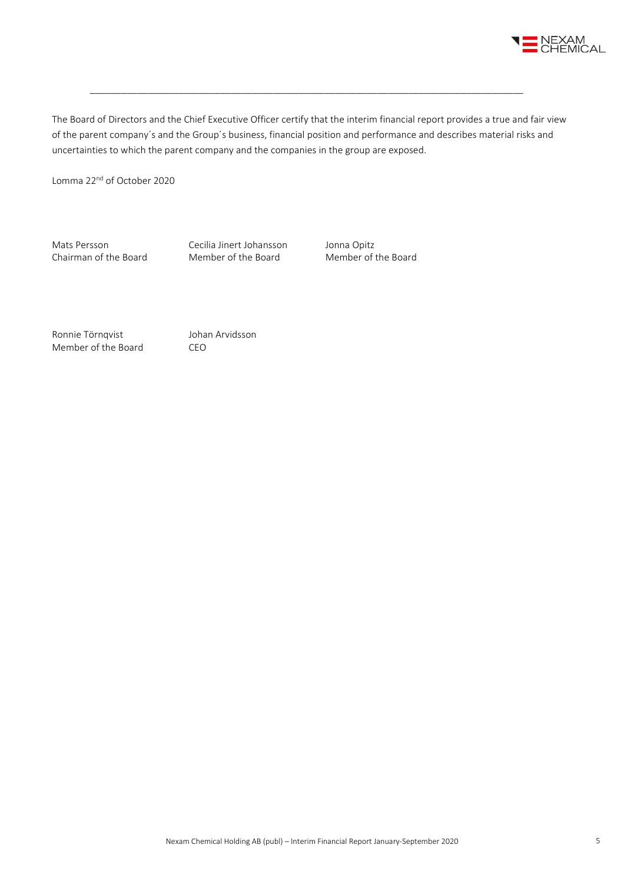The Board of Directors and the Chief Executive Officer certify that the interim financial report provides a true and fair view of the parent company´s and the Group´s business, financial position and performance and describes material risks and uncertainties to which the parent company and the companies in the group are exposed.

Lomma 22nd of October 2020

Mats Persson  
Chairman of the Board

Cecilia Jinert Johansson  
Member of the Board

Jonna Opitz  
Member of the Board

Ronnie Törnqvist  
Member of the Board

Johan Arvidsson  
CEO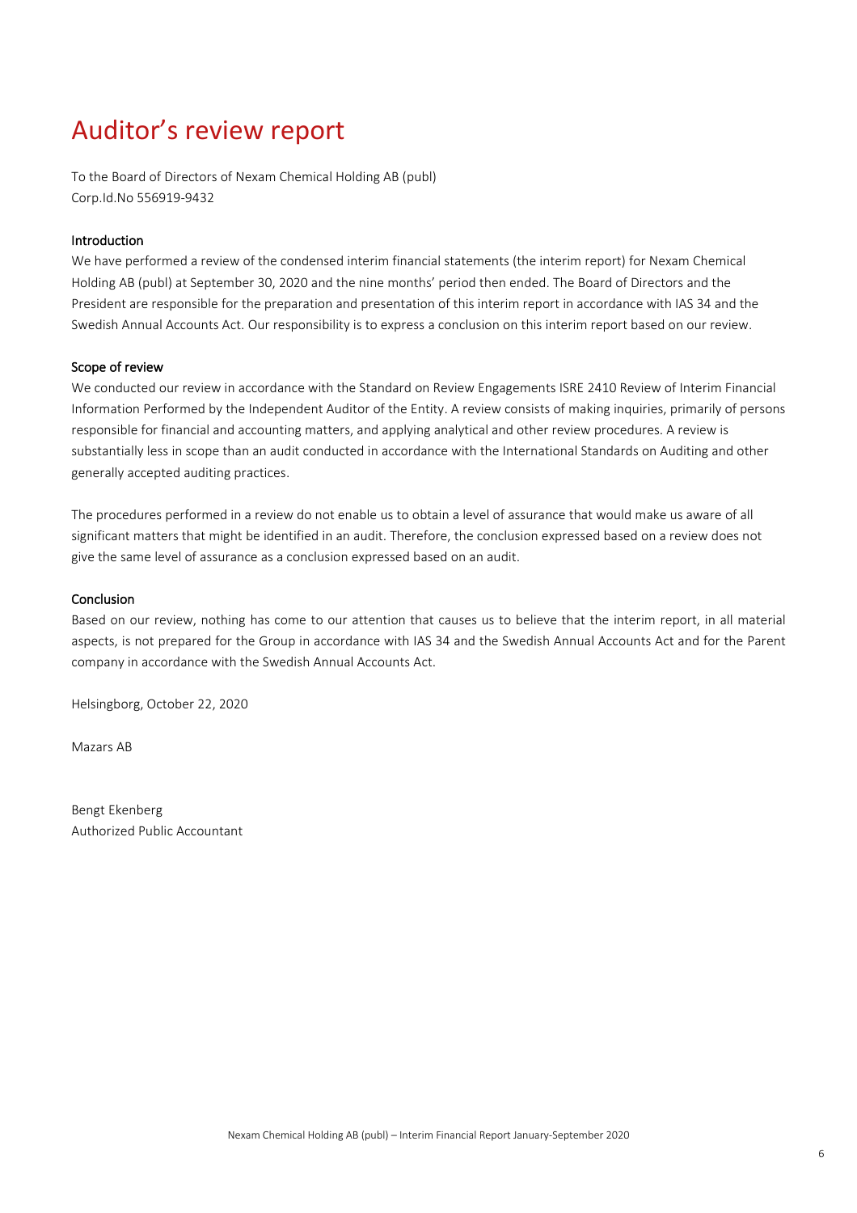# Auditor's review report

To the Board of Directors of Nexam Chemical Holding AB (publ)
Corp.Id.No 556919-9432

### Introduction

We have performed a review of the condensed interim financial statements (the interim report) for Nexam Chemical Holding AB (publ) at September 30, 2020 and the nine months' period then ended. The Board of Directors and the President are responsible for the preparation and presentation of this interim report in accordance with IAS 34 and the Swedish Annual Accounts Act. Our responsibility is to express a conclusion on this interim report based on our review.

### Scope of review

We conducted our review in accordance with the Standard on Review Engagements ISRE 2410 Review of Interim Financial Information Performed by the Independent Auditor of the Entity. A review consists of making inquiries, primarily of persons responsible for financial and accounting matters, and applying analytical and other review procedures. A review is substantially less in scope than an audit conducted in accordance with the International Standards on Auditing and other generally accepted auditing practices.

The procedures performed in a review do not enable us to obtain a level of assurance that would make us aware of all significant matters that might be identified in an audit. Therefore, the conclusion expressed based on a review does not give the same level of assurance as a conclusion expressed based on an audit.

### Conclusion

Based on our review, nothing has come to our attention that causes us to believe that the interim report, in all material aspects, is not prepared for the Group in accordance with IAS 34 and the Swedish Annual Accounts Act and for the Parent company in accordance with the Swedish Annual Accounts Act.

Helsingborg, October 22, 2020

Mazars AB

Bengt Ekenberg
Authorized Public Accountant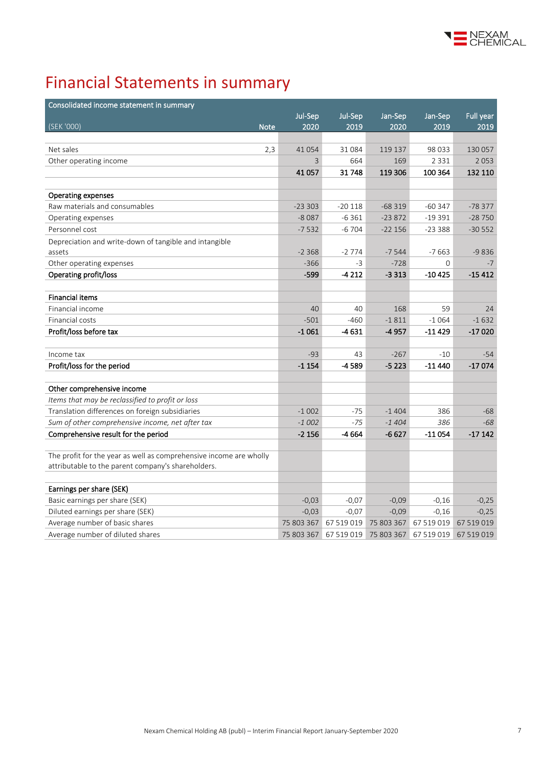# Financial Statements in summary

| Consolidated income statement in summary | | | | | | |
|---|---|---|---|---|---|---|
| (SEK '000) | Note | Jul-Sep 2020 | Jul-Sep 2019 | Jan-Sep 2020 | Jan-Sep 2019 | Full year 2019 |
| | | | | | | |
| Net sales | 2,3 | 41 054 | 31 084 | 119 137 | 98 033 | 130 057 |
| Other operating income | | 3 | 664 | 169 | 2 331 | 2 053 |
| | | **41 057** | **31 748** | **119 306** | **100 364** | **132 110** |
| | | | | | | |
| **Operating expenses** | | | | | | |
| Raw materials and consumables | | -23 303 | -20 118 | -68 319 | -60 347 | -78 377 |
| Operating expenses | | -8 087 | -6 361 | -23 872 | -19 391 | -28 750 |
| Personnel cost | | -7 532 | -6 704 | -22 156 | -23 388 | -30 552 |
| Depreciation and write-down of tangible and intangible assets | | -2 368 | -2 774 | -7 544 | -7 663 | -9 836 |
| Other operating expenses | | -366 | -3 | -728 | 0 | -7 |
| **Operating profit/loss** | | **-599** | **-4 212** | **-3 313** | **-10 425** | **-15 412** |
| | | | | | | |
| **Financial items** | | | | | | |
| Financial income | | 40 | 40 | 168 | 59 | 24 |
| Financial costs | | -501 | -460 | -1 811 | -1 064 | -1 632 |
| **Profit/loss before tax** | | **-1 061** | **-4 631** | **-4 957** | **-11 429** | **-17 020** |
| | | | | | | |
| Income tax | | -93 | 43 | -267 | -10 | -54 |
| **Profit/loss for the period** | | **-1 154** | **-4 589** | **-5 223** | **-11 440** | **-17 074** |
| | | | | | | |
| **Other comprehensive income** | | | | | | |
| *Items that may be reclassified to profit or loss* | | | | | | |
| Translation differences on foreign subsidiaries | | -1 002 | -75 | -1 404 | 386 | -68 |
| *Sum of other comprehensive income, net after tax* | | *-1 002* | *-75* | *-1 404* | *386* | *-68* |
| **Comprehensive result for the period** | | **-2 156** | **-4 664** | **-6 627** | **-11 054** | **-17 142** |
| | | | | | | |
| The profit for the year as well as comprehensive income are wholly attributable to the parent company's shareholders. | | | | | | |
| | | | | | | |
| **Earnings per share (SEK)** | | | | | | |
| Basic earnings per share (SEK) | | -0,03 | -0,07 | -0,09 | -0,16 | -0,25 |
| Diluted earnings per share (SEK) | | -0,03 | -0,07 | -0,09 | -0,16 | -0,25 |
| Average number of basic shares | | 75 803 367 | 67 519 019 | 75 803 367 | 67 519 019 | 67 519 019 |
| Average number of diluted shares | | 75 803 367 | 67 519 019 | 75 803 367 | 67 519 019 | 67 519 019 |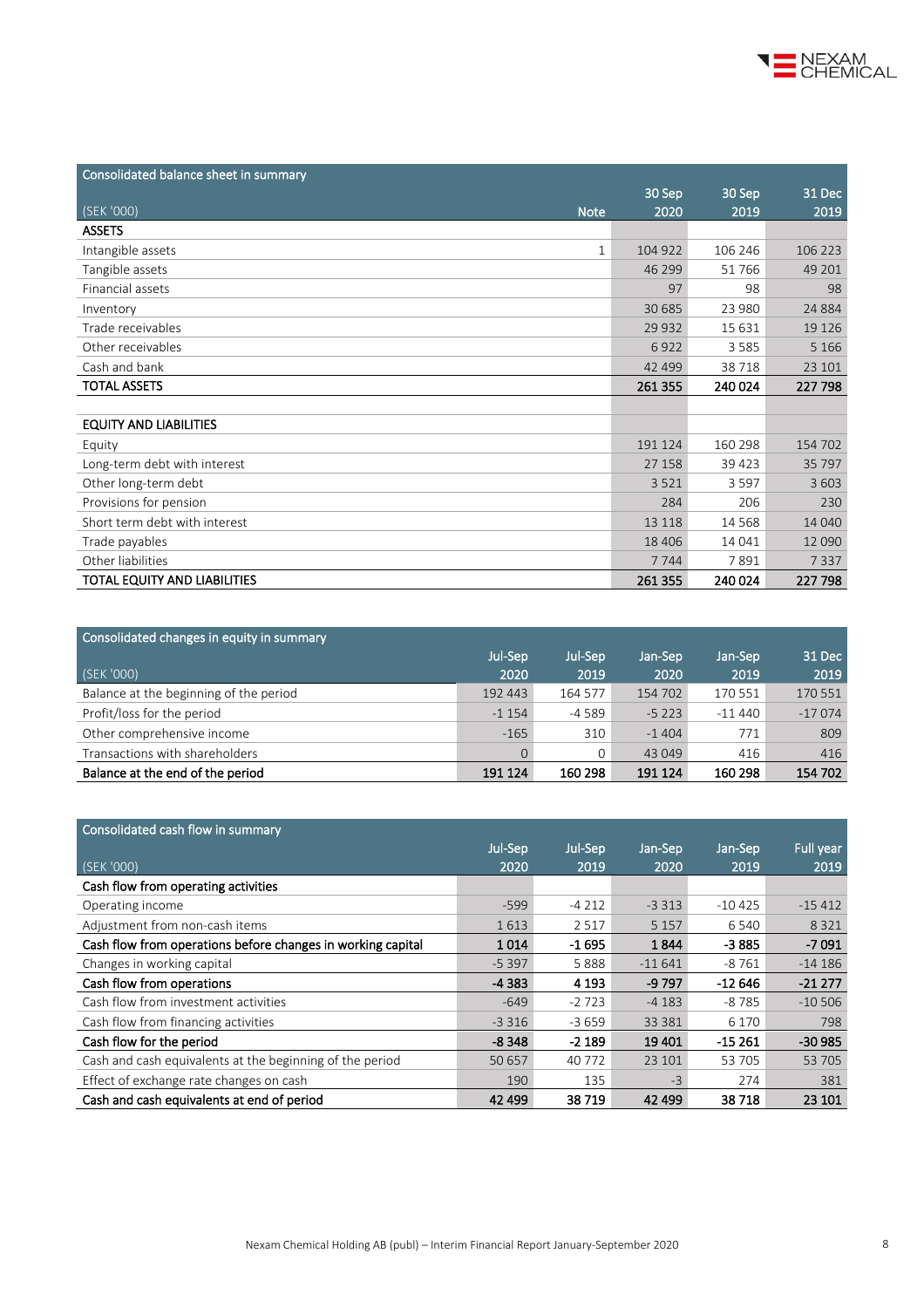## Consolidated balance sheet in summary

| (SEK '000) | Note | 30 Sep 2020 | 30 Sep 2019 | 31 Dec 2019 |
|---|---|---|---|---|
| **ASSETS** | | | | |
| Intangible assets | 1 | 104 922 | 106 246 | 106 223 |
| Tangible assets | | 46 299 | 51 766 | 49 201 |
| Financial assets | | 97 | 98 | 98 |
| Inventory | | 30 685 | 23 980 | 24 884 |
| Trade receivables | | 29 932 | 15 631 | 19 126 |
| Other receivables | | 6 922 | 3 585 | 5 166 |
| Cash and bank | | 42 499 | 38 718 | 23 101 |
| **TOTAL ASSETS** | | **261 355** | **240 024** | **227 798** |
| | | | | |
| **EQUITY AND LIABILITIES** | | | | |
| Equity | | 191 124 | 160 298 | 154 702 |
| Long-term debt with interest | | 27 158 | 39 423 | 35 797 |
| Other long-term debt | | 3 521 | 3 597 | 3 603 |
| Provisions for pension | | 284 | 206 | 230 |
| Short term debt with interest | | 13 118 | 14 568 | 14 040 |
| Trade payables | | 18 406 | 14 041 | 12 090 |
| Other liabilities | | 7 744 | 7 891 | 7 337 |
| **TOTAL EQUITY AND LIABILITIES** | | **261 355** | **240 024** | **227 798** |

## Consolidated changes in equity in summary

| (SEK '000) | Jul-Sep 2020 | Jul-Sep 2019 | Jan-Sep 2020 | Jan-Sep 2019 | 31 Dec 2019 |
|---|---|---|---|---|---|
| Balance at the beginning of the period | 192 443 | 164 577 | 154 702 | 170 551 | 170 551 |
| Profit/loss for the period | -1 154 | -4 589 | -5 223 | -11 440 | -17 074 |
| Other comprehensive income | -165 | 310 | -1 404 | 771 | 809 |
| Transactions with shareholders | 0 | 0 | 43 049 | 416 | 416 |
| **Balance at the end of the period** | **191 124** | **160 298** | **191 124** | **160 298** | **154 702** |

## Consolidated cash flow in summary

| (SEK '000) | Jul-Sep 2020 | Jul-Sep 2019 | Jan-Sep 2020 | Jan-Sep 2019 | Full year 2019 |
|---|---|---|---|---|---|
| **Cash flow from operating activities** | | | | | |
| Operating income | -599 | -4 212 | -3 313 | -10 425 | -15 412 |
| Adjustment from non-cash items | 1 613 | 2 517 | 5 157 | 6 540 | 8 321 |
| **Cash flow from operations before changes in working capital** | **1 014** | **-1 695** | **1 844** | **-3 885** | **-7 091** |
| Changes in working capital | -5 397 | 5 888 | -11 641 | -8 761 | -14 186 |
| **Cash flow from operations** | **-4 383** | **4 193** | **-9 797** | **-12 646** | **-21 277** |
| Cash flow from investment activities | -649 | -2 723 | -4 183 | -8 785 | -10 506 |
| Cash flow from financing activities | -3 316 | -3 659 | 33 381 | 6 170 | 798 |
| **Cash flow for the period** | **-8 348** | **-2 189** | **19 401** | **-15 261** | **-30 985** |
| Cash and cash equivalents at the beginning of the period | 50 657 | 40 772 | 23 101 | 53 705 | 53 705 |
| Effect of exchange rate changes on cash | 190 | 135 | -3 | 274 | 381 |
| **Cash and cash equivalents at end of period** | **42 499** | **38 719** | **42 499** | **38 718** | **23 101** |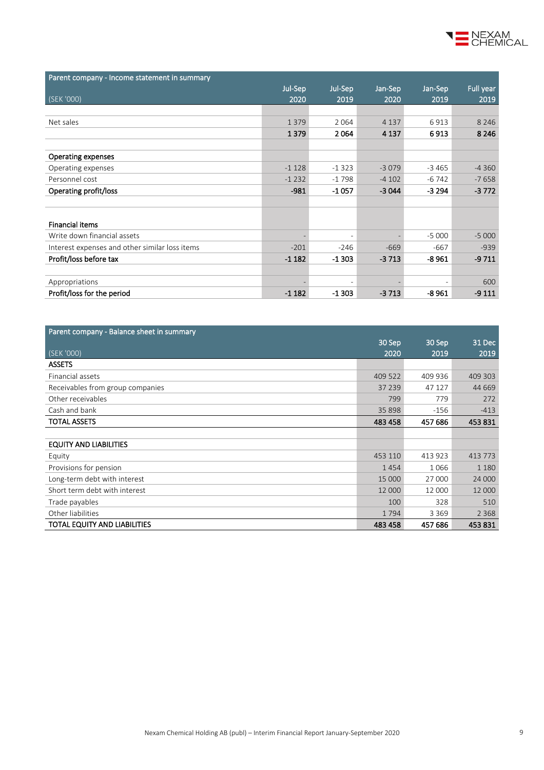| Parent company - Income statement in summary<br>(SEK '000) | Jul-Sep 2020 | Jul-Sep 2019 | Jan-Sep 2020 | Jan-Sep 2019 | Full year 2019 |
|---|---|---|---|---|---|
| | | | | | |
| Net sales | 1 379 | 2 064 | 4 137 | 6 913 | 8 246 |
| | **1 379** | **2 064** | **4 137** | **6 913** | **8 246** |
| | | | | | |
| **Operating expenses** | | | | | |
| Operating expenses | -1 128 | -1 323 | -3 079 | -3 465 | -4 360 |
| Personnel cost | -1 232 | -1 798 | -4 102 | -6 742 | -7 658 |
| **Operating profit/loss** | **-981** | **-1 057** | **-3 044** | **-3 294** | **-3 772** |
| | | | | | |
| **Financial items** | | | | | |
| Write down financial assets | - | - | - | -5 000 | -5 000 |
| Interest expenses and other similar loss items | -201 | -246 | -669 | -667 | -939 |
| **Profit/loss before tax** | **-1 182** | **-1 303** | **-3 713** | **-8 961** | **-9 711** |
| | | | | | |
| Appropriations | - | - | - | - | 600 |
| **Profit/loss for the period** | **-1 182** | **-1 303** | **-3 713** | **-8 961** | **-9 111** |

| Parent company - Balance sheet in summary<br>(SEK '000) | 30 Sep 2020 | 30 Sep 2019 | 31 Dec 2019 |
|---|---|---|---|
| **ASSETS** | | | |
| Financial assets | 409 522 | 409 936 | 409 303 |
| Receivables from group companies | 37 239 | 47 127 | 44 669 |
| Other receivables | 799 | 779 | 272 |
| Cash and bank | 35 898 | -156 | -413 |
| **TOTAL ASSETS** | **483 458** | **457 686** | **453 831** |
| | | | |
| **EQUITY AND LIABILITIES** | | | |
| Equity | 453 110 | 413 923 | 413 773 |
| Provisions for pension | 1 454 | 1 066 | 1 180 |
| Long-term debt with interest | 15 000 | 27 000 | 24 000 |
| Short term debt with interest | 12 000 | 12 000 | 12 000 |
| Trade payables | 100 | 328 | 510 |
| Other liabilities | 1 794 | 3 369 | 2 368 |
| **TOTAL EQUITY AND LIABILITIES** | **483 458** | **457 686** | **453 831** |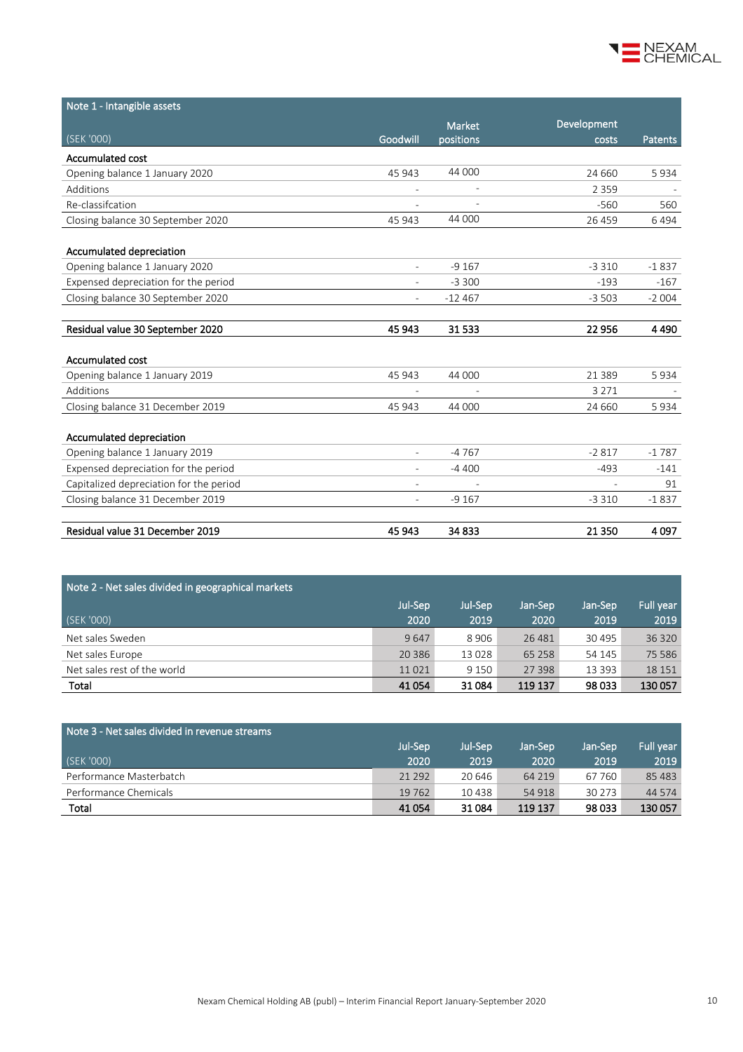## Note 1 - Intangible assets

| (SEK '000) | Goodwill | Market positions | Development costs | Patents |
|---|---|---|---|---|
| **Accumulated cost** | | | | |
| Opening balance 1 January 2020 | 45 943 | 44 000 | 24 660 | 5 934 |
| Additions | - | - | 2 359 | - |
| Re-classifcation | - | - | -560 | 560 |
| Closing balance 30 September 2020 | 45 943 | 44 000 | 26 459 | 6 494 |
| | | | | |
| **Accumulated depreciation** | | | | |
| Opening balance 1 January 2020 | - | -9 167 | -3 310 | -1 837 |
| Expensed depreciation for the period | - | -3 300 | -193 | -167 |
| Closing balance 30 September 2020 | - | -12 467 | -3 503 | -2 004 |
| | | | | |
| **Residual value 30 September 2020** | **45 943** | **31 533** | **22 956** | **4 490** |
| | | | | |
| **Accumulated cost** | | | | |
| Opening balance 1 January 2019 | 45 943 | 44 000 | 21 389 | 5 934 |
| Additions | - | - | 3 271 | - |
| Closing balance 31 December 2019 | 45 943 | 44 000 | 24 660 | 5 934 |
| | | | | |
| **Accumulated depreciation** | | | | |
| Opening balance 1 January 2019 | - | -4 767 | -2 817 | -1 787 |
| Expensed depreciation for the period | - | -4 400 | -493 | -141 |
| Capitalized depreciation for the period | - | - | - | 91 |
| Closing balance 31 December 2019 | - | -9 167 | -3 310 | -1 837 |
| | | | | |
| **Residual value 31 December 2019** | **45 943** | **34 833** | **21 350** | **4 097** |

## Note 2 - Net sales divided in geographical markets

| (SEK '000) | Jul-Sep 2020 | Jul-Sep 2019 | Jan-Sep 2020 | Jan-Sep 2019 | Full year 2019 |
|---|---|---|---|---|---|
| Net sales Sweden | 9 647 | 8 906 | 26 481 | 30 495 | 36 320 |
| Net sales Europe | 20 386 | 13 028 | 65 258 | 54 145 | 75 586 |
| Net sales rest of the world | 11 021 | 9 150 | 27 398 | 13 393 | 18 151 |
| **Total** | **41 054** | **31 084** | **119 137** | **98 033** | **130 057** |

## Note 3 - Net sales divided in revenue streams

| (SEK '000) | Jul-Sep 2020 | Jul-Sep 2019 | Jan-Sep 2020 | Jan-Sep 2019 | Full year 2019 |
|---|---|---|---|---|---|
| Performance Masterbatch | 21 292 | 20 646 | 64 219 | 67 760 | 85 483 |
| Performance Chemicals | 19 762 | 10 438 | 54 918 | 30 273 | 44 574 |
| **Total** | **41 054** | **31 084** | **119 137** | **98 033** | **130 057** |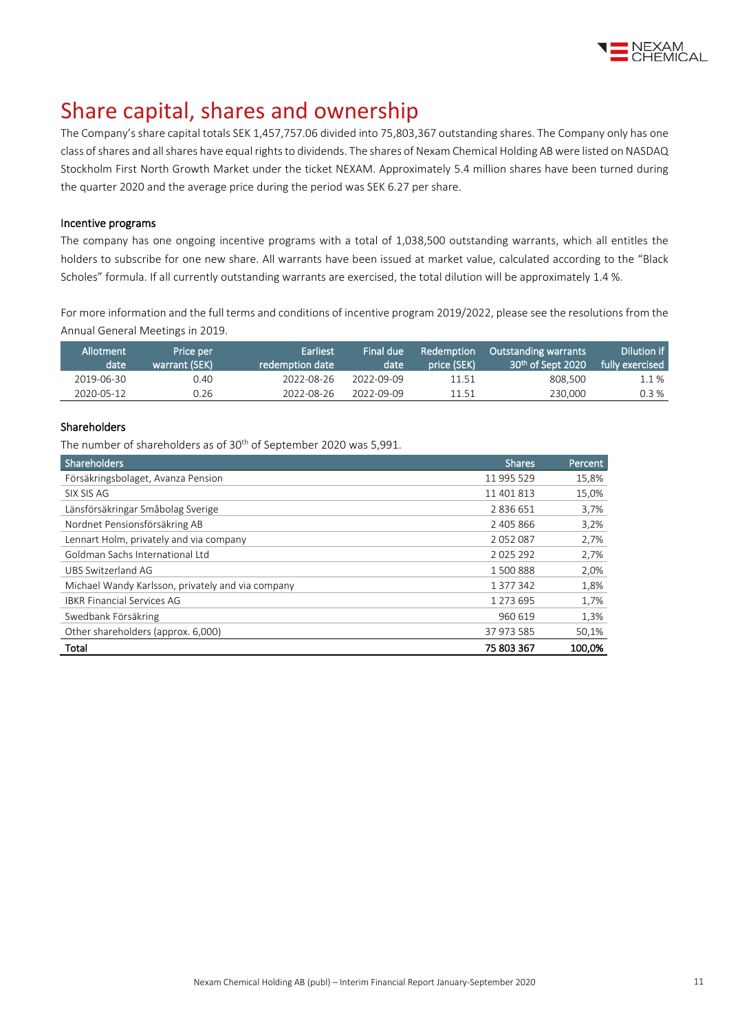# Share capital, shares and ownership

The Company's share capital totals SEK 1,457,757.06 divided into 75,803,367 outstanding shares. The Company only has one class of shares and all shares have equal rights to dividends. The shares of Nexam Chemical Holding AB were listed on NASDAQ Stockholm First North Growth Market under the ticket NEXAM. Approximately 5.4 million shares have been turned during the quarter 2020 and the average price during the period was SEK 6.27 per share.

### Incentive programs

The company has one ongoing incentive programs with a total of 1,038,500 outstanding warrants, which all entitles the holders to subscribe for one new share. All warrants have been issued at market value, calculated according to the "Black Scholes" formula. If all currently outstanding warrants are exercised, the total dilution will be approximately 1.4 %.

For more information and the full terms and conditions of incentive program 2019/2022, please see the resolutions from the Annual General Meetings in 2019.

| Allotment date | Price per warrant (SEK) | Earliest redemption date | Final due date | Redemption price (SEK) | Outstanding warrants 30th of Sept 2020 | Dilution if fully exercised |
|---|---|---|---|---|---|---|
| 2019-06-30 | 0.40 | 2022-08-26 | 2022-09-09 | 11.51 | 808,500 | 1.1 % |
| 2020-05-12 | 0.26 | 2022-08-26 | 2022-09-09 | 11.51 | 230,000 | 0.3 % |

### Shareholders

The number of shareholders as of 30th of September 2020 was 5,991.

| Shareholders | Shares | Percent |
|---|---|---|
| Försäkringsbolaget, Avanza Pension | 11 995 529 | 15,8% |
| SIX SIS AG | 11 401 813 | 15,0% |
| Länsförsäkringar Småbolag Sverige | 2 836 651 | 3,7% |
| Nordnet Pensionsförsäkring AB | 2 405 866 | 3,2% |
| Lennart Holm, privately and via company | 2 052 087 | 2,7% |
| Goldman Sachs International Ltd | 2 025 292 | 2,7% |
| UBS Switzerland AG | 1 500 888 | 2,0% |
| Michael Wandy Karlsson, privately and via company | 1 377 342 | 1,8% |
| IBKR Financial Services AG | 1 273 695 | 1,7% |
| Swedbank Försäkring | 960 619 | 1,3% |
| Other shareholders (approx. 6,000) | 37 973 585 | 50,1% |
| **Total** | **75 803 367** | **100,0%** |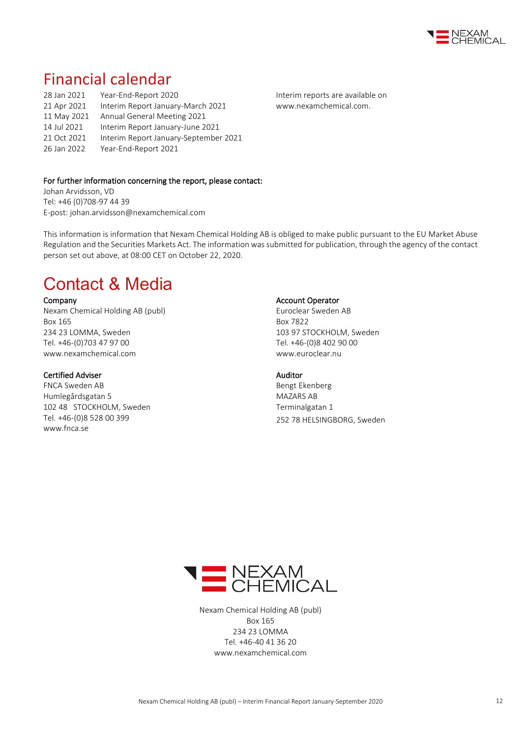# Financial calendar

| | |
|---|---|
| 28 Jan 2021 | Year-End-Report 2020 |
| 21 Apr 2021 | Interim Report January-March 2021 |
| 11 May 2021 | Annual General Meeting 2021 |
| 14 Jul 2021 | Interim Report January-June 2021 |
| 21 Oct 2021 | Interim Report January-September 2021 |
| 26 Jan 2022 | Year-End-Report 2021 |

Interim reports are available on www.nexamchemical.com.

**For further information concerning the report, please contact:**
Johan Arvidsson, VD
Tel: +46 (0)708-97 44 39
E-post: johan.arvidsson@nexamchemical.com

This information is information that Nexam Chemical Holding AB is obliged to make public pursuant to the EU Market Abuse Regulation and the Securities Markets Act. The information was submitted for publication, through the agency of the contact person set out above, at 08:00 CET on October 22, 2020.

# Contact & Media

**Company**
Nexam Chemical Holding AB (publ)
Box 165
234 23 LOMMA, Sweden
Tel. +46-(0)703 47 97 00
www.nexamchemical.com

**Certified Adviser**
FNCA Sweden AB
Humlegårdsgatan 5
102 48 STOCKHOLM, Sweden
Tel. +46-(0)8 528 00 399
www.fnca.se

**Account Operator**
Euroclear Sweden AB
Box 7822
103 97 STOCKHOLM, Sweden
Tel. +46-(0)8 402 90 00
www.euroclear.nu

**Auditor**
Bengt Ekenberg
MAZARS AB
Terminalgatan 1
252 78 HELSINGBORG, Sweden

NEXAM CHEMICAL

Nexam Chemical Holding AB (publ)
Box 165
234 23 LOMMA
Tel. +46-40 41 36 20
www.nexamchemical.com